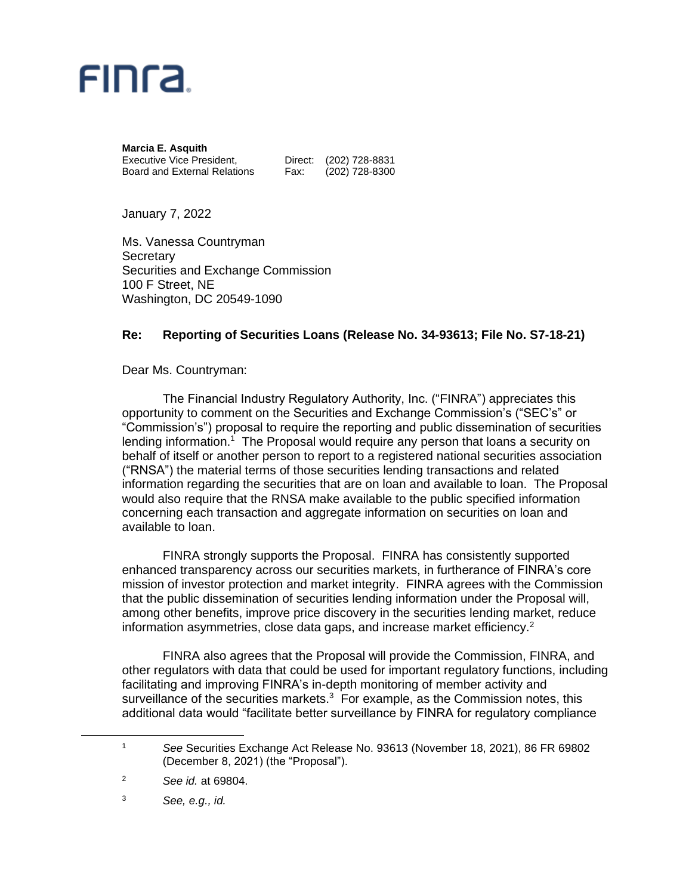**Marcia E. Asquith**
Executive Vice President, Board and External Relations
Direct: (202) 728-8831
Fax: (202) 728-8300

January 7, 2022

Ms. Vanessa Countryman
Secretary
Securities and Exchange Commission
100 F Street, NE
Washington, DC 20549-1090

**Re: Reporting of Securities Loans (Release No. 34-93613; File No. S7-18-21)**

Dear Ms. Countryman:

The Financial Industry Regulatory Authority, Inc. ("FINRA") appreciates this opportunity to comment on the Securities and Exchange Commission's ("SEC's" or "Commission's") proposal to require the reporting and public dissemination of securities lending information.[1] The Proposal would require any person that loans a security on behalf of itself or another person to report to a registered national securities association ("RNSA") the material terms of those securities lending transactions and related information regarding the securities that are on loan and available to loan. The Proposal would also require that the RNSA make available to the public specified information concerning each transaction and aggregate information on securities on loan and available to loan.

FINRA strongly supports the Proposal. FINRA has consistently supported enhanced transparency across our securities markets, in furtherance of FINRA's core mission of investor protection and market integrity. FINRA agrees with the Commission that the public dissemination of securities lending information under the Proposal will, among other benefits, improve price discovery in the securities lending market, reduce information asymmetries, close data gaps, and increase market efficiency.[2]

FINRA also agrees that the Proposal will provide the Commission, FINRA, and other regulators with data that could be used for important regulatory functions, including facilitating and improving FINRA's in-depth monitoring of member activity and surveillance of the securities markets.[3] For example, as the Commission notes, this additional data would "facilitate better surveillance by FINRA for regulatory compliance

---

[1] *See* Securities Exchange Act Release No. 93613 (November 18, 2021), 86 FR 69802 (December 8, 2021) (the "Proposal").

[2] *See id.* at 69804.

[3] *See, e.g., id.*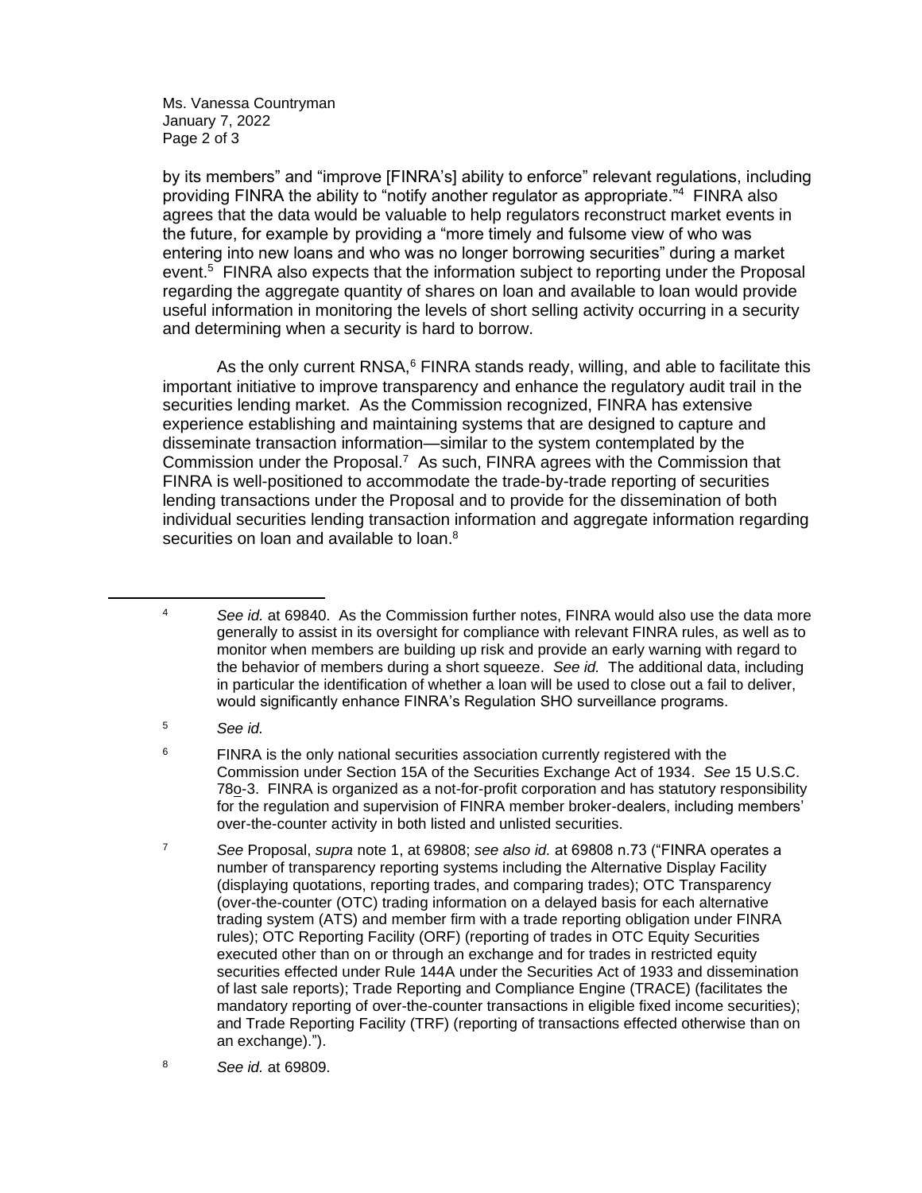by its members" and "improve [FINRA's] ability to enforce" relevant regulations, including providing FINRA the ability to "notify another regulator as appropriate."[4] FINRA also agrees that the data would be valuable to help regulators reconstruct market events in the future, for example by providing a "more timely and fulsome view of who was entering into new loans and who was no longer borrowing securities" during a market event.[5] FINRA also expects that the information subject to reporting under the Proposal regarding the aggregate quantity of shares on loan and available to loan would provide useful information in monitoring the levels of short selling activity occurring in a security and determining when a security is hard to borrow.

As the only current RNSA,[6] FINRA stands ready, willing, and able to facilitate this important initiative to improve transparency and enhance the regulatory audit trail in the securities lending market. As the Commission recognized, FINRA has extensive experience establishing and maintaining systems that are designed to capture and disseminate transaction information—similar to the system contemplated by the Commission under the Proposal.[7] As such, FINRA agrees with the Commission that FINRA is well-positioned to accommodate the trade-by-trade reporting of securities lending transactions under the Proposal and to provide for the dissemination of both individual securities lending transaction information and aggregate information regarding securities on loan and available to loan.[8]

---

[4] *See id.* at 69840. As the Commission further notes, FINRA would also use the data more generally to assist in its oversight for compliance with relevant FINRA rules, as well as to monitor when members are building up risk and provide an early warning with regard to the behavior of members during a short squeeze. *See id.* The additional data, including in particular the identification of whether a loan will be used to close out a fail to deliver, would significantly enhance FINRA's Regulation SHO surveillance programs.

[5] *See id.*

[6] FINRA is the only national securities association currently registered with the Commission under Section 15A of the Securities Exchange Act of 1934. *See* 15 U.S.C. 78o-3. FINRA is organized as a not-for-profit corporation and has statutory responsibility for the regulation and supervision of FINRA member broker-dealers, including members' over-the-counter activity in both listed and unlisted securities.

[7] *See* Proposal, *supra* note 1, at 69808; *see also id.* at 69808 n.73 ("FINRA operates a number of transparency reporting systems including the Alternative Display Facility (displaying quotations, reporting trades, and comparing trades); OTC Transparency (over-the-counter (OTC) trading information on a delayed basis for each alternative trading system (ATS) and member firm with a trade reporting obligation under FINRA rules); OTC Reporting Facility (ORF) (reporting of trades in OTC Equity Securities executed other than on or through an exchange and for trades in restricted equity securities effected under Rule 144A under the Securities Act of 1933 and dissemination of last sale reports); Trade Reporting and Compliance Engine (TRACE) (facilitates the mandatory reporting of over-the-counter transactions in eligible fixed income securities); and Trade Reporting Facility (TRF) (reporting of transactions effected otherwise than on an exchange).").

[8] *See id.* at 69809.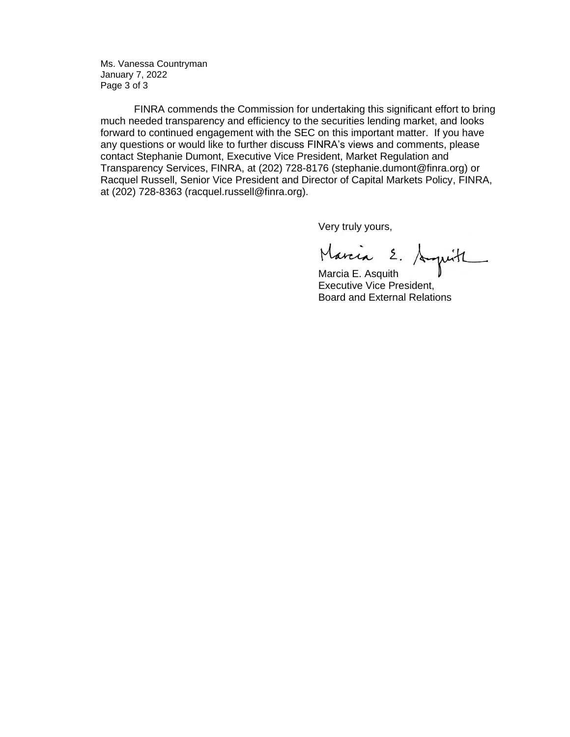FINRA commends the Commission for undertaking this significant effort to bring much needed transparency and efficiency to the securities lending market, and looks forward to continued engagement with the SEC on this important matter. If you have any questions or would like to further discuss FINRA's views and comments, please contact Stephanie Dumont, Executive Vice President, Market Regulation and Transparency Services, FINRA, at (202) 728-8176 (stephanie.dumont@finra.org) or Racquel Russell, Senior Vice President and Director of Capital Markets Policy, FINRA, at (202) 728-8363 (racquel.russell@finra.org).

Very truly yours,

Marcia E. Asquith

Marcia E. Asquith
Executive Vice President,
Board and External Relations